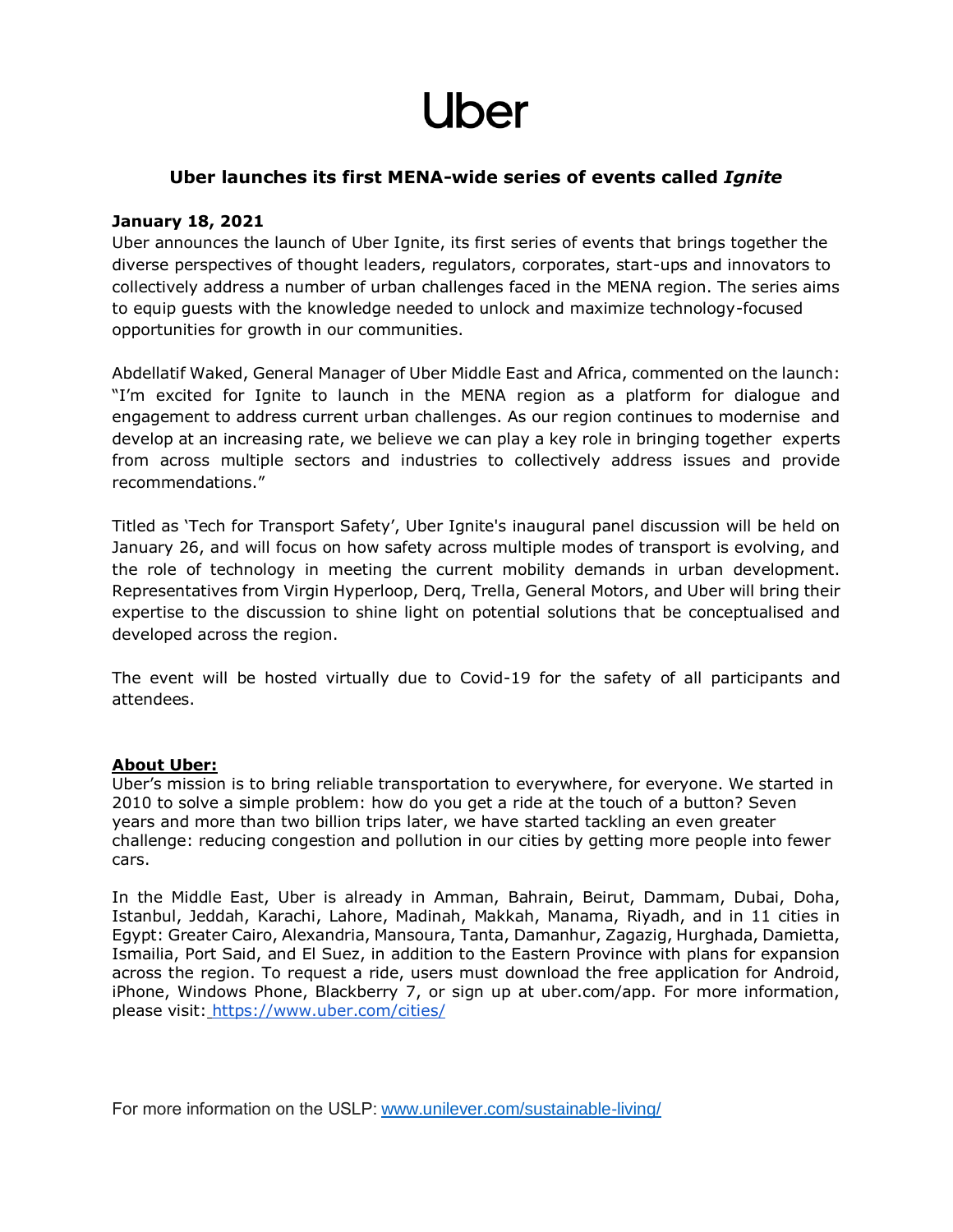# Uber

## Uber launches its first MENA-wide series of events called *Ignite*

**January 18, 2021**

Uber announces the launch of Uber Ignite, its first series of events that brings together the diverse perspectives of thought leaders, regulators, corporates, start-ups and innovators to collectively address a number of urban challenges faced in the MENA region. The series aims to equip guests with the knowledge needed to unlock and maximize technology-focused opportunities for growth in our communities.

Abdellatif Waked, General Manager of Uber Middle East and Africa, commented on the launch: "I'm excited for Ignite to launch in the MENA region as a platform for dialogue and engagement to address current urban challenges. As our region continues to modernise and develop at an increasing rate, we believe we can play a key role in bringing together experts from across multiple sectors and industries to collectively address issues and provide recommendations."

Titled as 'Tech for Transport Safety', Uber Ignite's inaugural panel discussion will be held on January 26, and will focus on how safety across multiple modes of transport is evolving, and the role of technology in meeting the current mobility demands in urban development. Representatives from Virgin Hyperloop, Derq, Trella, General Motors, and Uber will bring their expertise to the discussion to shine light on potential solutions that be conceptualised and developed across the region.

The event will be hosted virtually due to Covid-19 for the safety of all participants and attendees.

**About Uber:**

Uber's mission is to bring reliable transportation to everywhere, for everyone. We started in 2010 to solve a simple problem: how do you get a ride at the touch of a button? Seven years and more than two billion trips later, we have started tackling an even greater challenge: reducing congestion and pollution in our cities by getting more people into fewer cars.

In the Middle East, Uber is already in Amman, Bahrain, Beirut, Dammam, Dubai, Doha, Istanbul, Jeddah, Karachi, Lahore, Madinah, Makkah, Manama, Riyadh, and in 11 cities in Egypt: Greater Cairo, Alexandria, Mansoura, Tanta, Damanhur, Zagazig, Hurghada, Damietta, Ismailia, Port Said, and El Suez, in addition to the Eastern Province with plans for expansion across the region. To request a ride, users must download the free application for Android, iPhone, Windows Phone, Blackberry 7, or sign up at uber.com/app. For more information, please visit: https://www.uber.com/cities/

For more information on the USLP: www.unilever.com/sustainable-living/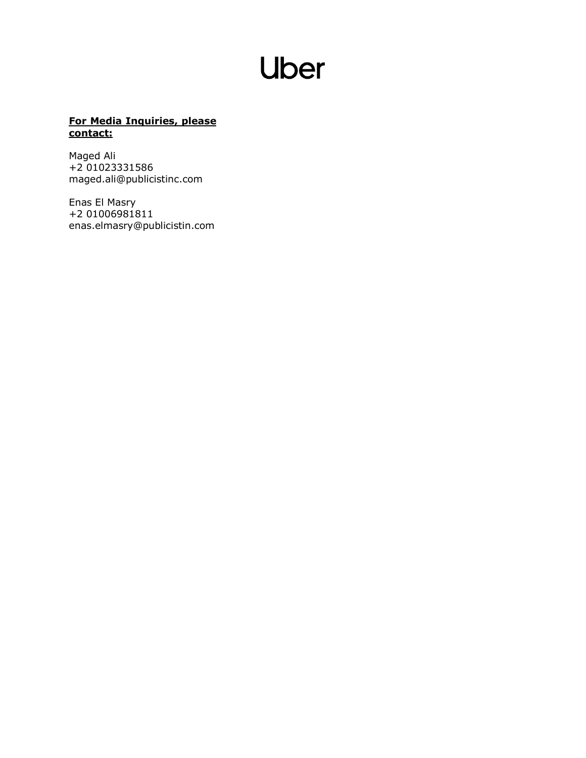Uber

**<u>For Media Inquiries, please contact:</u>**

Maged Ali
+2 01023331586
maged.ali@publicistinc.com

Enas El Masry
+2 01006981811
enas.elmasry@publicistin.com